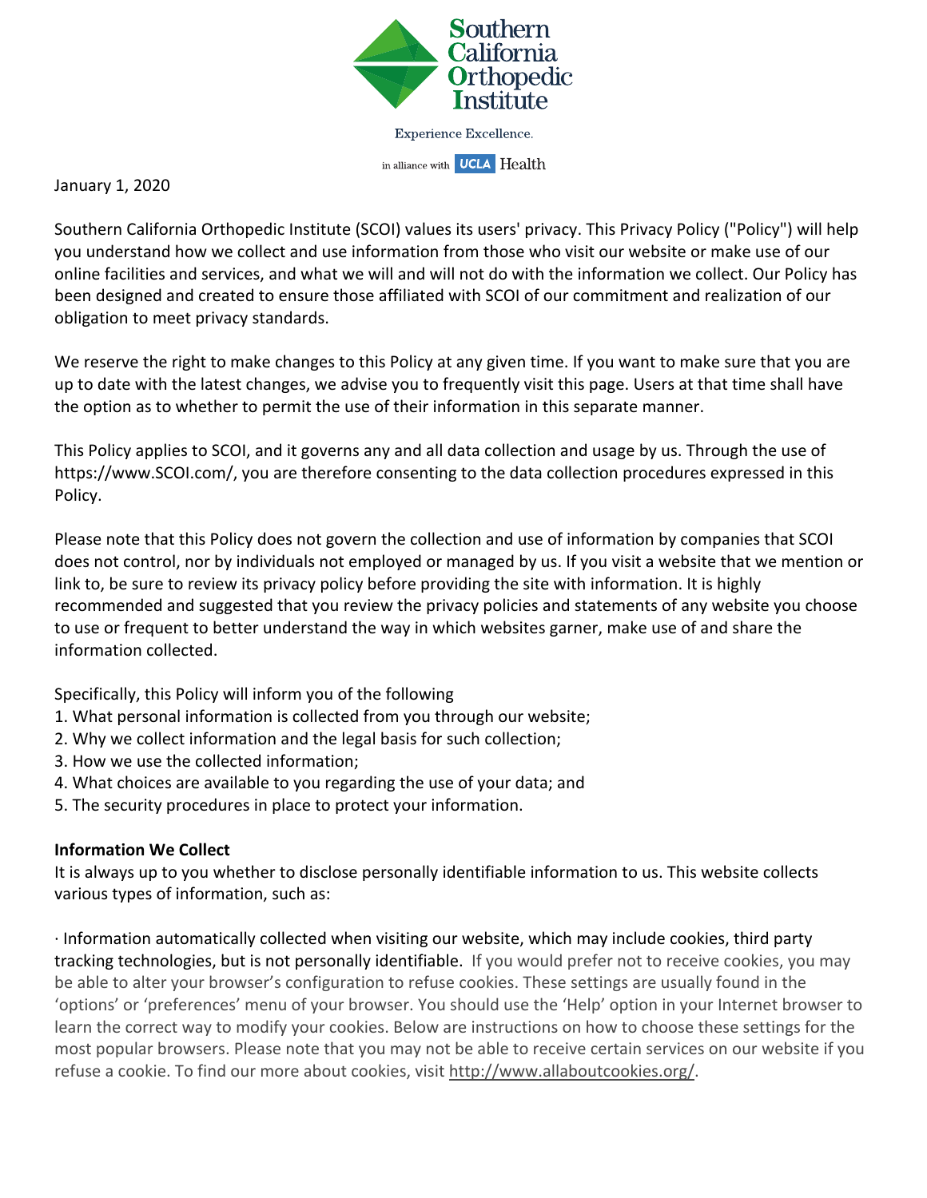Southern California Orthopedic Institute

Experience Excellence.

in alliance with UCLA Health

January 1, 2020

Southern California Orthopedic Institute (SCOI) values its users' privacy. This Privacy Policy ("Policy") will help you understand how we collect and use information from those who visit our website or make use of our online facilities and services, and what we will and will not do with the information we collect. Our Policy has been designed and created to ensure those affiliated with SCOI of our commitment and realization of our obligation to meet privacy standards.

We reserve the right to make changes to this Policy at any given time. If you want to make sure that you are up to date with the latest changes, we advise you to frequently visit this page. Users at that time shall have the option as to whether to permit the use of their information in this separate manner.

This Policy applies to SCOI, and it governs any and all data collection and usage by us. Through the use of https://www.SCOI.com/, you are therefore consenting to the data collection procedures expressed in this Policy.

Please note that this Policy does not govern the collection and use of information by companies that SCOI does not control, nor by individuals not employed or managed by us. If you visit a website that we mention or link to, be sure to review its privacy policy before providing the site with information. It is highly recommended and suggested that you review the privacy policies and statements of any website you choose to use or frequent to better understand the way in which websites garner, make use of and share the information collected.

Specifically, this Policy will inform you of the following

1. What personal information is collected from you through our website;
2. Why we collect information and the legal basis for such collection;
3. How we use the collected information;
4. What choices are available to you regarding the use of your data; and
5. The security procedures in place to protect your information.

**Information We Collect**

It is always up to you whether to disclose personally identifiable information to us. This website collects various types of information, such as:

· Information automatically collected when visiting our website, which may include cookies, third party tracking technologies, but is not personally identifiable. If you would prefer not to receive cookies, you may be able to alter your browser's configuration to refuse cookies. These settings are usually found in the 'options' or 'preferences' menu of your browser. You should use the 'Help' option in your Internet browser to learn the correct way to modify your cookies. Below are instructions on how to choose these settings for the most popular browsers. Please note that you may not be able to receive certain services on our website if you refuse a cookie. To find our more about cookies, visit http://www.allaboutcookies.org/.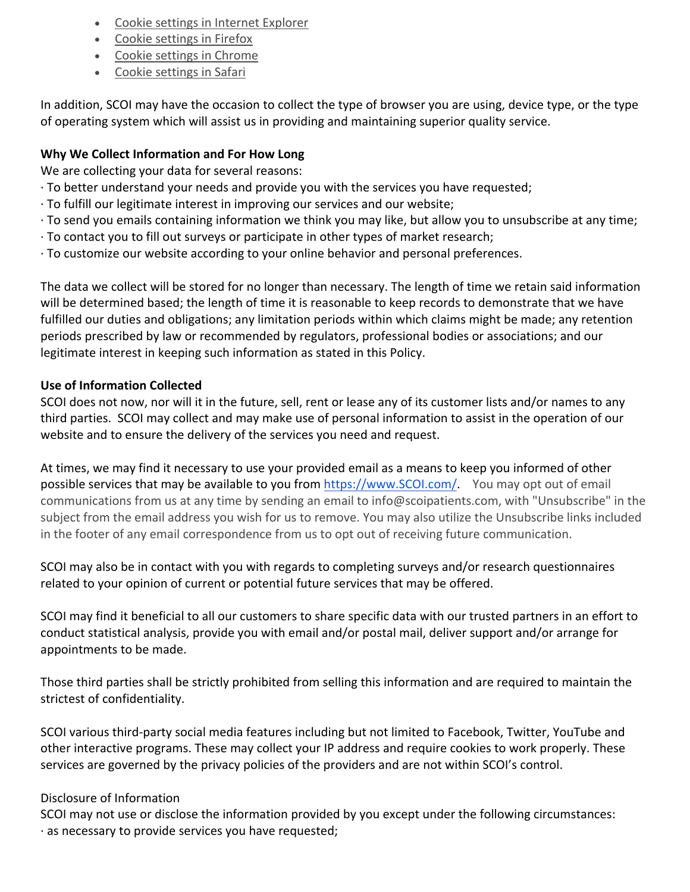- Cookie settings in Internet Explorer
- Cookie settings in Firefox
- Cookie settings in Chrome
- Cookie settings in Safari

In addition, SCOI may have the occasion to collect the type of browser you are using, device type, or the type of operating system which will assist us in providing and maintaining superior quality service.

**Why We Collect Information and For How Long**
We are collecting your data for several reasons:
· To better understand your needs and provide you with the services you have requested;
· To fulfill our legitimate interest in improving our services and our website;
· To send you emails containing information we think you may like, but allow you to unsubscribe at any time;
· To contact you to fill out surveys or participate in other types of market research;
· To customize our website according to your online behavior and personal preferences.

The data we collect will be stored for no longer than necessary. The length of time we retain said information will be determined based; the length of time it is reasonable to keep records to demonstrate that we have fulfilled our duties and obligations; any limitation periods within which claims might be made; any retention periods prescribed by law or recommended by regulators, professional bodies or associations; and our legitimate interest in keeping such information as stated in this Policy.

**Use of Information Collected**
SCOI does not now, nor will it in the future, sell, rent or lease any of its customer lists and/or names to any third parties. SCOI may collect and may make use of personal information to assist in the operation of our website and to ensure the delivery of the services you need and request.

At times, we may find it necessary to use your provided email as a means to keep you informed of other possible services that may be available to you from https://www.SCOI.com/. You may opt out of email communications from us at any time by sending an email to info@scoipatients.com, with "Unsubscribe" in the subject from the email address you wish for us to remove. You may also utilize the Unsubscribe links included in the footer of any email correspondence from us to opt out of receiving future communication.

SCOI may also be in contact with you with regards to completing surveys and/or research questionnaires related to your opinion of current or potential future services that may be offered.

SCOI may find it beneficial to all our customers to share specific data with our trusted partners in an effort to conduct statistical analysis, provide you with email and/or postal mail, deliver support and/or arrange for appointments to be made.

Those third parties shall be strictly prohibited from selling this information and are required to maintain the strictest of confidentiality.

SCOI various third-party social media features including but not limited to Facebook, Twitter, YouTube and other interactive programs. These may collect your IP address and require cookies to work properly. These services are governed by the privacy policies of the providers and are not within SCOI's control.

Disclosure of Information
SCOI may not use or disclose the information provided by you except under the following circumstances:
· as necessary to provide services you have requested;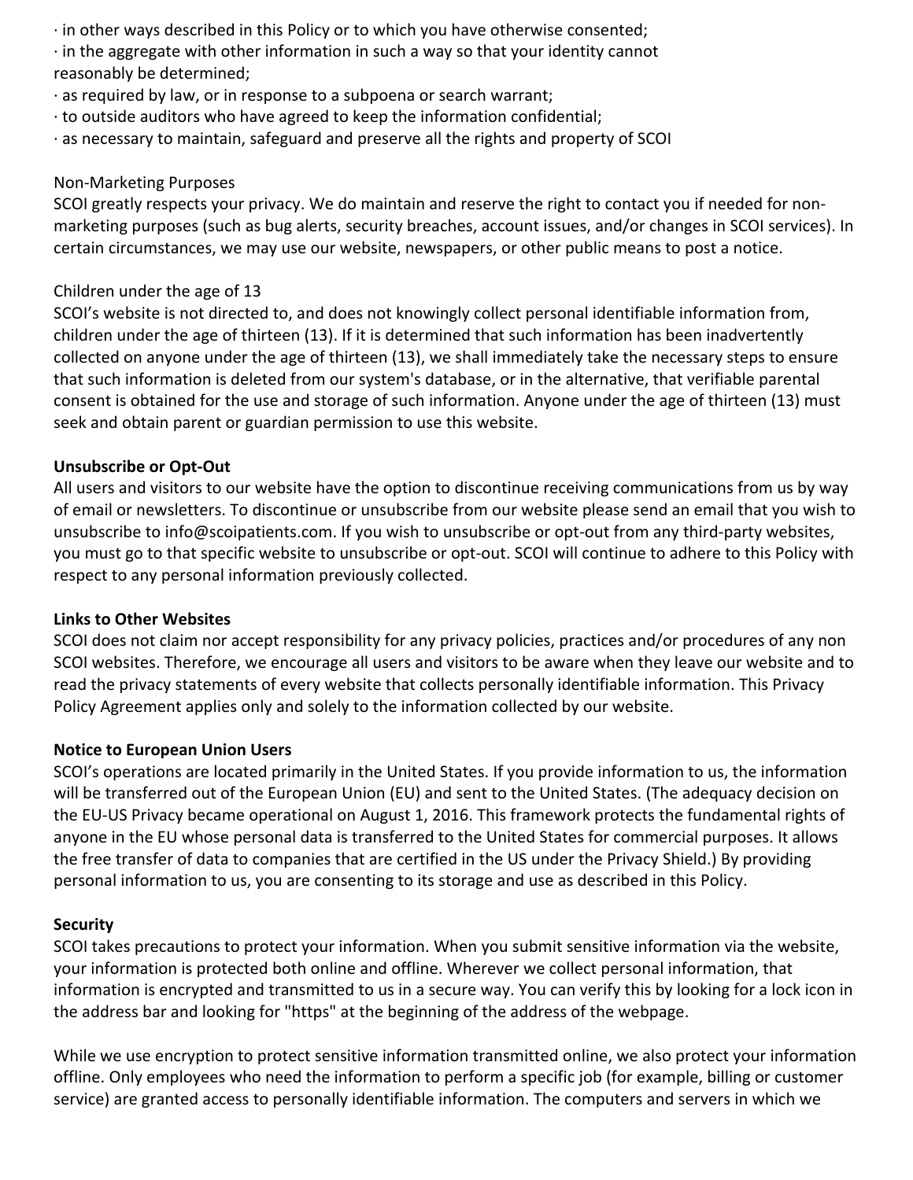· in other ways described in this Policy or to which you have otherwise consented;
· in the aggregate with other information in such a way so that your identity cannot reasonably be determined;
· as required by law, or in response to a subpoena or search warrant;
· to outside auditors who have agreed to keep the information confidential;
· as necessary to maintain, safeguard and preserve all the rights and property of SCOI

Non-Marketing Purposes
SCOI greatly respects your privacy. We do maintain and reserve the right to contact you if needed for non-marketing purposes (such as bug alerts, security breaches, account issues, and/or changes in SCOI services). In certain circumstances, we may use our website, newspapers, or other public means to post a notice.

Children under the age of 13
SCOI's website is not directed to, and does not knowingly collect personal identifiable information from, children under the age of thirteen (13). If it is determined that such information has been inadvertently collected on anyone under the age of thirteen (13), we shall immediately take the necessary steps to ensure that such information is deleted from our system's database, or in the alternative, that verifiable parental consent is obtained for the use and storage of such information. Anyone under the age of thirteen (13) must seek and obtain parent or guardian permission to use this website.

**Unsubscribe or Opt-Out**
All users and visitors to our website have the option to discontinue receiving communications from us by way of email or newsletters. To discontinue or unsubscribe from our website please send an email that you wish to unsubscribe to info@scoipatients.com. If you wish to unsubscribe or opt-out from any third-party websites, you must go to that specific website to unsubscribe or opt-out. SCOI will continue to adhere to this Policy with respect to any personal information previously collected.

**Links to Other Websites**
SCOI does not claim nor accept responsibility for any privacy policies, practices and/or procedures of any non SCOI websites. Therefore, we encourage all users and visitors to be aware when they leave our website and to read the privacy statements of every website that collects personally identifiable information. This Privacy Policy Agreement applies only and solely to the information collected by our website.

**Notice to European Union Users**
SCOI's operations are located primarily in the United States. If you provide information to us, the information will be transferred out of the European Union (EU) and sent to the United States. (The adequacy decision on the EU-US Privacy became operational on August 1, 2016. This framework protects the fundamental rights of anyone in the EU whose personal data is transferred to the United States for commercial purposes. It allows the free transfer of data to companies that are certified in the US under the Privacy Shield.) By providing personal information to us, you are consenting to its storage and use as described in this Policy.

**Security**
SCOI takes precautions to protect your information. When you submit sensitive information via the website, your information is protected both online and offline. Wherever we collect personal information, that information is encrypted and transmitted to us in a secure way. You can verify this by looking for a lock icon in the address bar and looking for "https" at the beginning of the address of the webpage.

While we use encryption to protect sensitive information transmitted online, we also protect your information offline. Only employees who need the information to perform a specific job (for example, billing or customer service) are granted access to personally identifiable information. The computers and servers in which we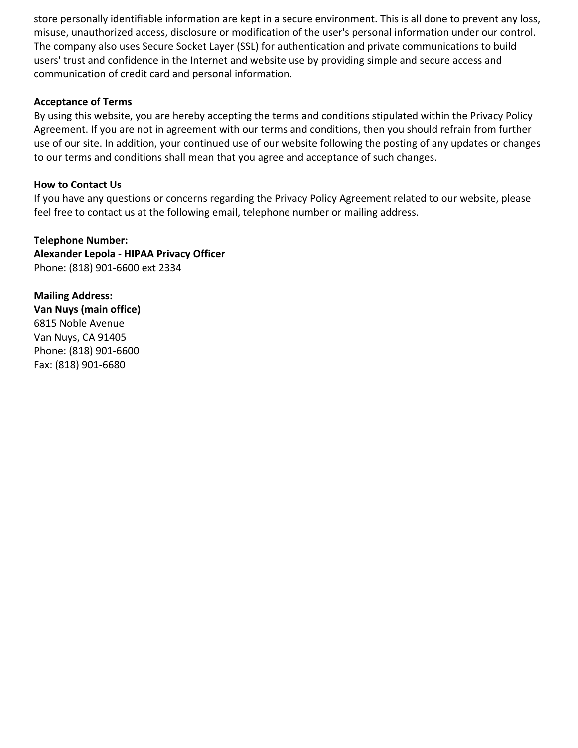store personally identifiable information are kept in a secure environment. This is all done to prevent any loss, misuse, unauthorized access, disclosure or modification of the user's personal information under our control. The company also uses Secure Socket Layer (SSL) for authentication and private communications to build users' trust and confidence in the Internet and website use by providing simple and secure access and communication of credit card and personal information.

**Acceptance of Terms**

By using this website, you are hereby accepting the terms and conditions stipulated within the Privacy Policy Agreement. If you are not in agreement with our terms and conditions, then you should refrain from further use of our site. In addition, your continued use of our website following the posting of any updates or changes to our terms and conditions shall mean that you agree and acceptance of such changes.

**How to Contact Us**

If you have any questions or concerns regarding the Privacy Policy Agreement related to our website, please feel free to contact us at the following email, telephone number or mailing address.

**Telephone Number:**

**Alexander Lepola - HIPAA Privacy Officer**

Phone: (818) 901-6600 ext 2334

**Mailing Address:**

**Van Nuys (main office)**

6815 Noble Avenue

Van Nuys, CA 91405

Phone: (818) 901-6600

Fax: (818) 901-6680